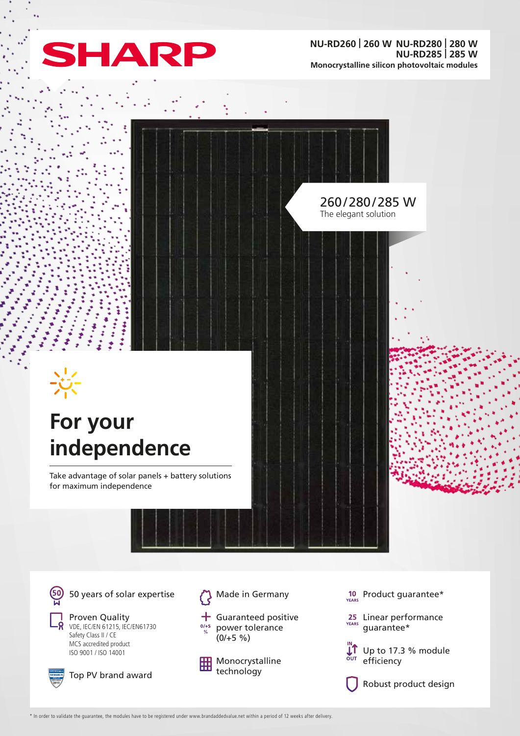# SHARP

**NU-RD260 | 260 W NU-RD280 | 280 W**
**NU-RD285 | 285 W**
**Monocrystalline silicon photovoltaic modules**

260/280/285 W
The elegant solution

## For your independence

Take advantage of solar panels + battery solutions for maximum independence

- 50 years of solar expertise
- Proven Quality
  VDE, IEC/EN 61215, IEC/EN61730
  Safety Class II / CE
  MCS accredited product
  ISO 9001 / ISO 14001
- Top PV brand award
- Made in Germany
- Guaranteed positive power tolerance (0/+5 %)
- Monocrystalline technology
- 10 YEARS Product guarantee*
- 25 YEARS Linear performance guarantee*
- Up to 17.3 % module efficiency
- Robust product design

* In order to validate the guarantee, the modules have to be registered under www.brandaddedvalue.net within a period of 12 weeks after delivery.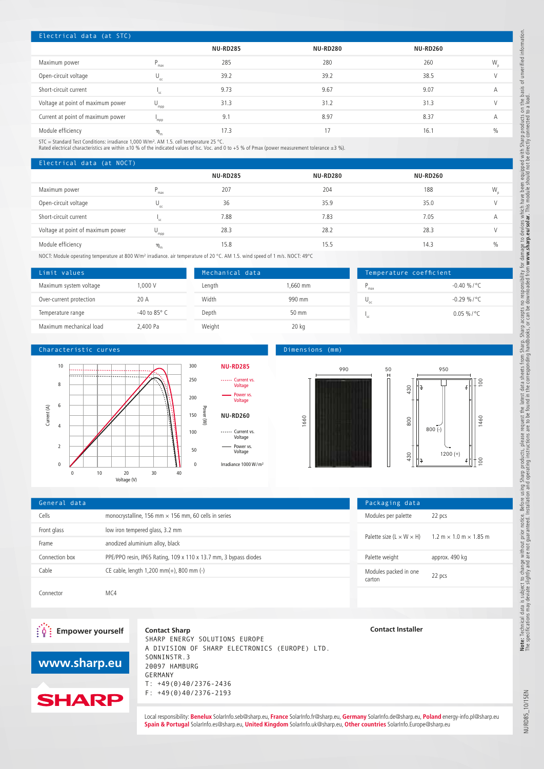## Electrical data (at STC)

| | | NU-RD285 | NU-RD280 | NU-RD260 | |
|---|---|---|---|---|---|
| Maximum power | $P_{max}$ | 285 | 280 | 260 | $W_p$ |
| Open-circuit voltage | $U_{oc}$ | 39.2 | 39.2 | 38.5 | V |
| Short-circuit current | $I_{sc}$ | 9.73 | 9.67 | 9.07 | A |
| Voltage at point of maximum power | $U_{mpp}$ | 31.3 | 31.2 | 31.3 | V |
| Current at point of maximum power | $I_{mpp}$ | 9.1 | 8.97 | 8.37 | A |
| Module efficiency | $\eta_m$ | 17.3 | 17 | 16.1 | % |

STC = Standard Test Conditions: irradiance 1,000 W/m², AM 1.5, cell temperature 25 °C.
Rated electrical characteristics are within ±10 % of the indicated values of Isc, Voc, and 0 to +5 % of Pmax (power measurement tolerance ±3 %).

## Electrical data (at NOCT)

| | | NU-RD285 | NU-RD280 | NU-RD260 | |
|---|---|---|---|---|---|
| Maximum power | $P_{max}$ | 207 | 204 | 188 | $W_p$ |
| Open-circuit voltage | $U_{oc}$ | 36 | 35.9 | 35.0 | V |
| Short-circuit current | $I_{sc}$ | 7.88 | 7.83 | 7.05 | A |
| Voltage at point of maximum power | $U_{mpp}$ | 28.3 | 28.2 | 28.3 | V |
| Module efficiency | $\eta_m$ | 15.8 | 15.5 | 14.3 | % |

NOCT: Module operating temperature at 800 W/m² irradiance, air temperature of 20 °C, AM 1.5, wind speed of 1 m/s. NOCT: 49°C

## Limit values

| | |
|---|---|
| Maximum system voltage | 1,000 V |
| Over-current protection | 20 A |
| Temperature range | -40 to 85° C |
| Maximum mechanical load | 2,400 Pa |

## Mechanical data

| | |
|---|---|
| Length | 1,660 mm |
| Width | 990 mm |
| Depth | 50 mm |
| Weight | 20 kg |

## Temperature coefficient

| | |
|---|---|
| $P_{max}$ | -0.40 % / °C |
| $U_{oc}$ | -0.29 % / °C |
| $I_{sc}$ | 0.05 % / °C |

## Characteristic curves

Current (A)
Power (W)
Voltage (V)
0 10 20 30 40
0 2 4 6 8 10
0 50 100 150 200 250 300

NU-RD285
Current vs. Voltage
Power vs. Voltage

NU-RD260
Current vs. Voltage
Power vs. Voltage

Irradiance 1000 W/m²

## Dimensions (mm)

990
50
950
1660
430
800
430
100
1460
100
800 (-)
1200 (+)

## General data

| | |
|---|---|
| Cells | monocrystalline, 156 mm × 156 mm, 60 cells in series |
| Front glass | low iron tempered glass, 3.2 mm |
| Frame | anodized aluminium alloy, black |
| Connection box | PPE/PPO resin, IP65 Rating, 109 x 110 x 13.7 mm, 3 bypass diodes |
| Cable | CE cable, length 1,200 mm(+), 800 mm (-) |
| Connector | MC4 |

## Packaging data

| | |
|---|---|
| Modules per palette | 22 pcs |
| Palette size (L × W × H) | 1.2 m × 1.0 m × 1.85 m |
| Palette weight | approx. 490 kg |
| Modules packed in one carton | 22 pcs |

**Empower yourself**

**www.sharp.eu**

SHARP

**Contact Sharp**
SHARP ENERGY SOLUTIONS EUROPE
A DIVISION OF SHARP ELECTRONICS (EUROPE) LTD.
SONNINSTR.3
20097 HAMBURG
GERMANY
T: +49(0)40/2376-2436
F: +49(0)40/2376-2193

**Contact Installer**

Local responsibility: **Benelux** SolarInfo.seb@sharp.eu, **France** SolarInfo.fr@sharp.eu, **Germany** SolarInfo.de@sharp.eu, **Poland** energy-info.pl@sharp.eu **Spain & Portugal** SolarInfo.es@sharp.eu, **United Kingdom** SolarInfo.uk@sharp.eu, **Other countries** SolarInfo.Europe@sharp.eu

**Note:** Technical data is subject to change without prior notice. Before using Sharp products, please request the latest data sheets from Sharp. Sharp accepts no responsibility for damage to devices which have been equipped with Sharp products on the basis of unverified information. The specifications may deviate slightly and are not guaranteed. Installation and operating instructions are to be found in the corresponding handbooks, or can be downloaded from **www.sharp.eu/solar**. This module should not be directly connected to a load.

NU RD85_10/15EN